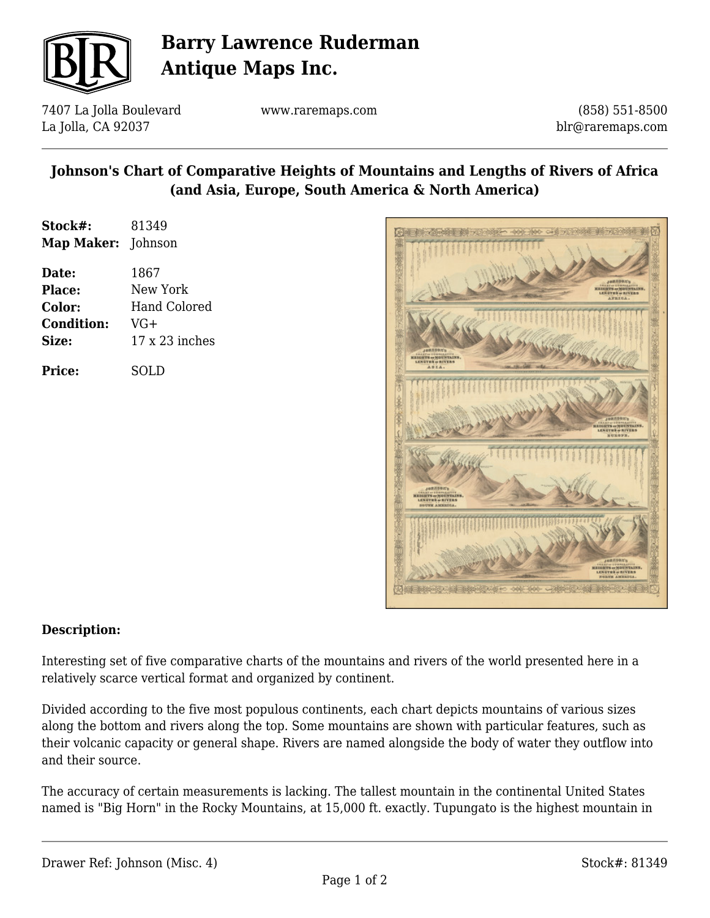# Barry Lawrence Ruderman Antique Maps Inc.

7407 La Jolla Boulevard
La Jolla, CA 92037

www.raremaps.com

(858) 551-8500
blr@raremaps.com

## Johnson's Chart of Comparative Heights of Mountains and Lengths of Rivers of Africa (and Asia, Europe, South America & North America)

**Stock#:** 81349
**Map Maker:** Johnson

**Date:** 1867
**Place:** New York
**Color:** Hand Colored
**Condition:** VG+
**Size:** 17 x 23 inches

**Price:** SOLD

### Description:

Interesting set of five comparative charts of the mountains and rivers of the world presented here in a relatively scarce vertical format and organized by continent.

Divided according to the five most populous continents, each chart depicts mountains of various sizes along the bottom and rivers along the top. Some mountains are shown with particular features, such as their volcanic capacity or general shape. Rivers are named alongside the body of water they outflow into and their source.

The accuracy of certain measurements is lacking. The tallest mountain in the continental United States named is "Big Horn" in the Rocky Mountains, at 15,000 ft. exactly. Tupungato is the highest mountain in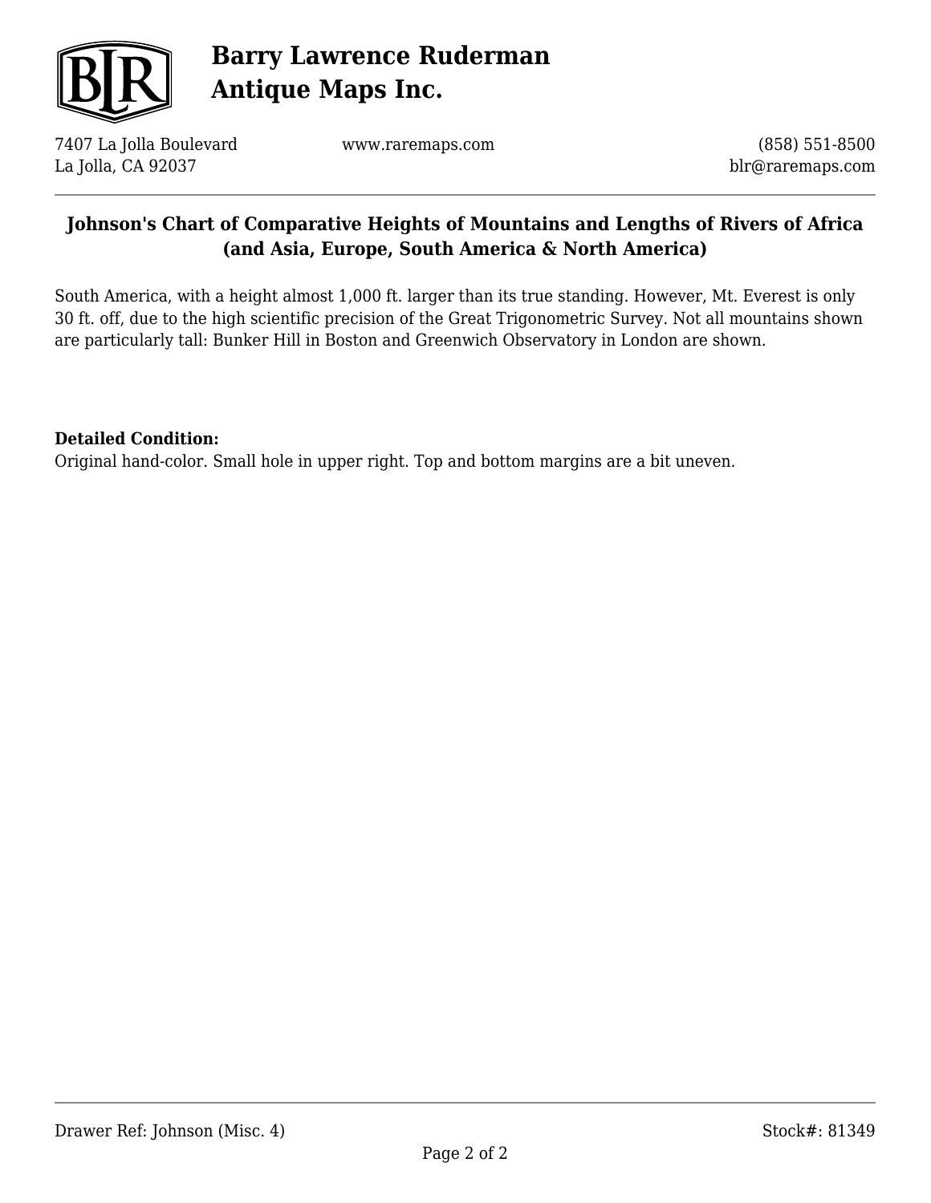**Johnson's Chart of Comparative Heights of Mountains and Lengths of Rivers of Africa (and Asia, Europe, South America & North America)**

South America, with a height almost 1,000 ft. larger than its true standing. However, Mt. Everest is only 30 ft. off, due to the high scientific precision of the Great Trigonometric Survey. Not all mountains shown are particularly tall: Bunker Hill in Boston and Greenwich Observatory in London are shown.

**Detailed Condition:**
Original hand-color. Small hole in upper right. Top and bottom margins are a bit uneven.